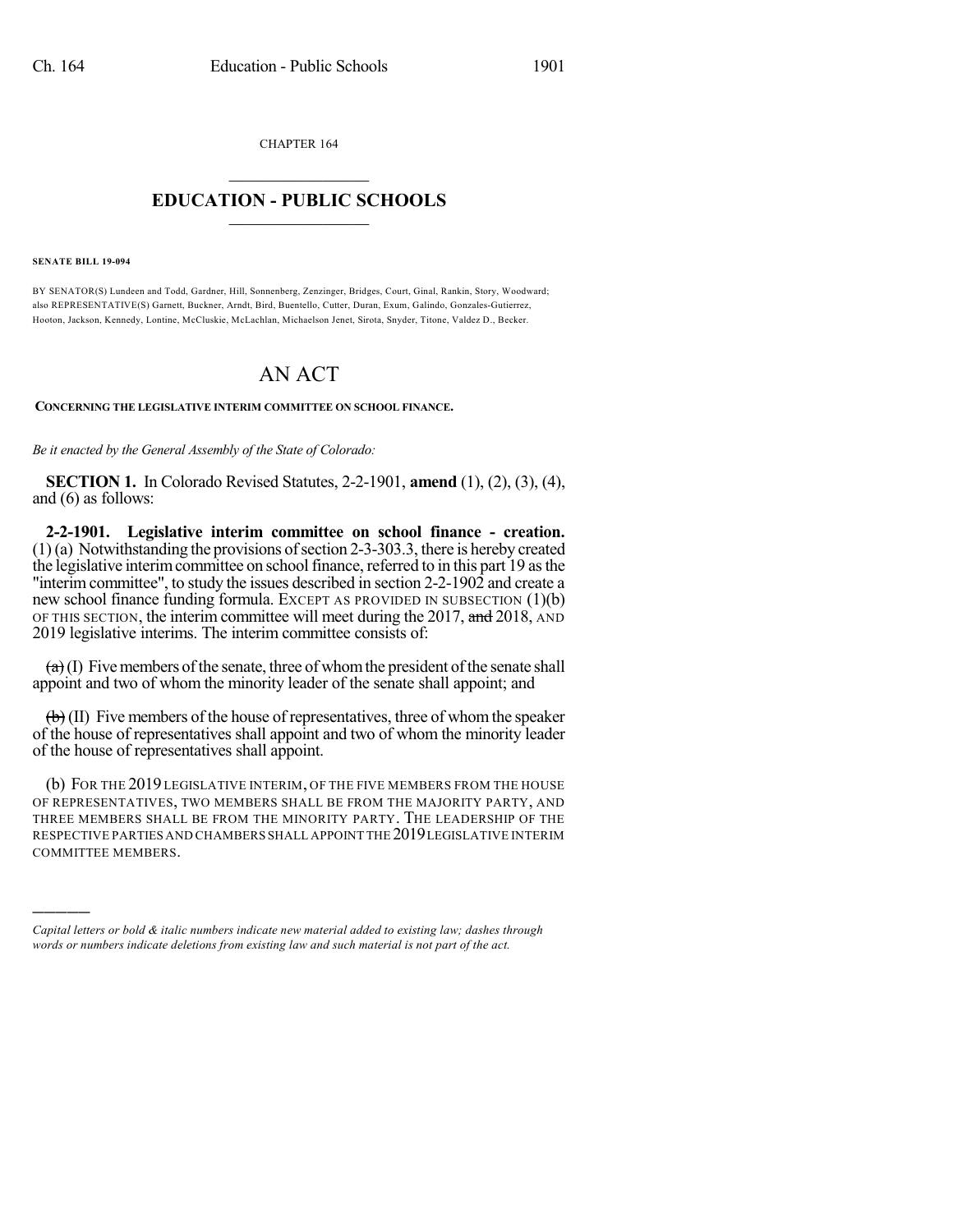CHAPTER 164

# EDUCATION - PUBLIC SCHOOLS

**SENATE BILL 19-094**

BY SENATOR(S) Lundeen and Todd, Gardner, Hill, Sonnenberg, Zenzinger, Bridges, Court, Ginal, Rankin, Story, Woodward; also REPRESENTATIVE(S) Garnett, Buckner, Arndt, Bird, Buentello, Cutter, Duran, Exum, Galindo, Gonzales-Gutierrez, Hooton, Jackson, Kennedy, Lontine, McCluskie, McLachlan, Michaelson Jenet, Sirota, Snyder, Titone, Valdez D., Becker.

# AN ACT

**CONCERNING THE LEGISLATIVE INTERIM COMMITTEE ON SCHOOL FINANCE.**

*Be it enacted by the General Assembly of the State of Colorado:*

**SECTION 1.** In Colorado Revised Statutes, 2-2-1901, **amend** (1), (2), (3), (4), and (6) as follows:

**2-2-1901. Legislative interim committee on school finance - creation.** (1) (a) Notwithstanding the provisions of section 2-3-303.3, there is hereby created the legislative interim committee on school finance, referred to in this part 19 as the "interim committee", to study the issues described in section 2-2-1902 and create a new school finance funding formula. EXCEPT AS PROVIDED IN SUBSECTION (1)(b) OF THIS SECTION, the interim committee will meet during the 2017, ~~and~~ 2018, AND 2019 legislative interims. The interim committee consists of:

~~(a)~~ (I) Five members of the senate, three of whom the president of the senate shall appoint and two of whom the minority leader of the senate shall appoint; and

~~(b)~~ (II) Five members of the house of representatives, three of whom the speaker of the house of representatives shall appoint and two of whom the minority leader of the house of representatives shall appoint.

(b) FOR THE 2019 LEGISLATIVE INTERIM, OF THE FIVE MEMBERS FROM THE HOUSE OF REPRESENTATIVES, TWO MEMBERS SHALL BE FROM THE MAJORITY PARTY, AND THREE MEMBERS SHALL BE FROM THE MINORITY PARTY. THE LEADERSHIP OF THE RESPECTIVE PARTIES AND CHAMBERS SHALL APPOINT THE 2019 LEGISLATIVE INTERIM COMMITTEE MEMBERS.

---

*Capital letters or bold & italic numbers indicate new material added to existing law; dashes through words or numbers indicate deletions from existing law and such material is not part of the act.*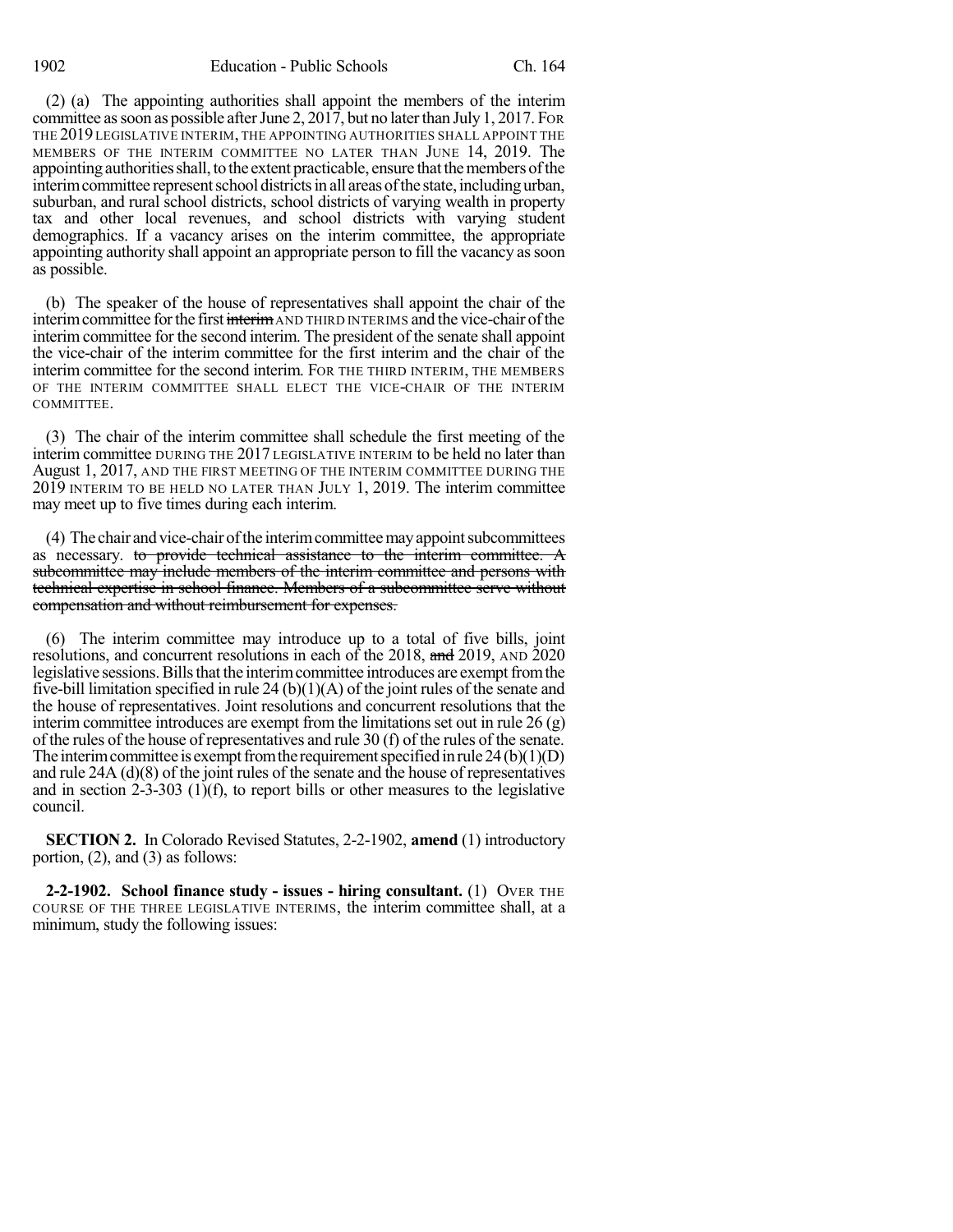(2) (a) The appointing authorities shall appoint the members of the interim committee as soon as possible after June 2, 2017, but no later than July 1, 2017. FOR THE 2019 LEGISLATIVE INTERIM, THE APPOINTING AUTHORITIES SHALL APPOINT THE MEMBERS OF THE INTERIM COMMITTEE NO LATER THAN JUNE 14, 2019. The appointing authorities shall, to the extent practicable, ensure that the members of the interim committee represent school districts in all areas of the state, including urban, suburban, and rural school districts, school districts of varying wealth in property tax and other local revenues, and school districts with varying student demographics. If a vacancy arises on the interim committee, the appropriate appointing authority shall appoint an appropriate person to fill the vacancy as soon as possible.

(b) The speaker of the house of representatives shall appoint the chair of the interim committee for the first ~~interim~~ AND THIRD INTERIMS and the vice-chair of the interim committee for the second interim. The president of the senate shall appoint the vice-chair of the interim committee for the first interim and the chair of the interim committee for the second interim. FOR THE THIRD INTERIM, THE MEMBERS OF THE INTERIM COMMITTEE SHALL ELECT THE VICE-CHAIR OF THE INTERIM COMMITTEE.

(3) The chair of the interim committee shall schedule the first meeting of the interim committee DURING THE 2017 LEGISLATIVE INTERIM to be held no later than August 1, 2017, AND THE FIRST MEETING OF THE INTERIM COMMITTEE DURING THE 2019 INTERIM TO BE HELD NO LATER THAN JULY 1, 2019. The interim committee may meet up to five times during each interim.

(4) The chair and vice-chair of the interim committee may appoint subcommittees as necessary. ~~to provide technical assistance to the interim committee. A subcommittee may include members of the interim committee and persons with technical expertise in school finance. Members of a subcommittee serve without compensation and without reimbursement for expenses.~~

(6) The interim committee may introduce up to a total of five bills, joint resolutions, and concurrent resolutions in each of the 2018, ~~and~~ 2019, AND 2020 legislative sessions. Bills that the interim committee introduces are exempt from the five-bill limitation specified in rule 24 (b)(1)(A) of the joint rules of the senate and the house of representatives. Joint resolutions and concurrent resolutions that the interim committee introduces are exempt from the limitations set out in rule 26 (g) of the rules of the house of representatives and rule 30 (f) of the rules of the senate. The interim committee is exempt from the requirement specified in rule 24 (b)(1)(D) and rule 24A (d)(8) of the joint rules of the senate and the house of representatives and in section 2-3-303 (1)(f), to report bills or other measures to the legislative council.

**SECTION 2.** In Colorado Revised Statutes, 2-2-1902, **amend** (1) introductory portion, (2), and (3) as follows:

**2-2-1902. School finance study - issues - hiring consultant.** (1) OVER THE COURSE OF THE THREE LEGISLATIVE INTERIMS, the interim committee shall, at a minimum, study the following issues: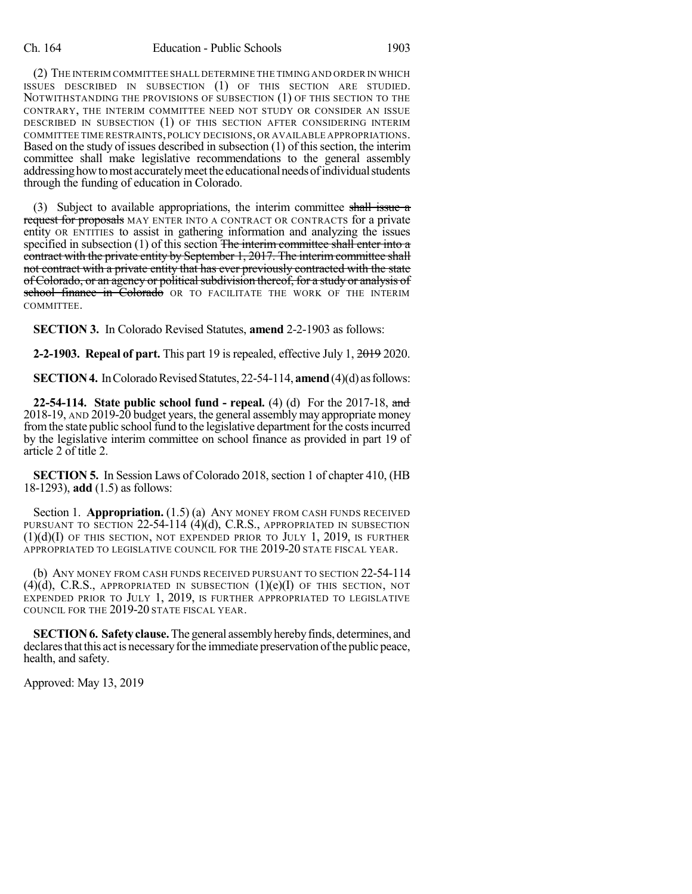(2) THE INTERIM COMMITTEE SHALL DETERMINE THE TIMING AND ORDER IN WHICH ISSUES DESCRIBED IN SUBSECTION (1) OF THIS SECTION ARE STUDIED. NOTWITHSTANDING THE PROVISIONS OF SUBSECTION (1) OF THIS SECTION TO THE CONTRARY, THE INTERIM COMMITTEE NEED NOT STUDY OR CONSIDER AN ISSUE DESCRIBED IN SUBSECTION (1) OF THIS SECTION AFTER CONSIDERING INTERIM COMMITTEE TIME RESTRAINTS, POLICY DECISIONS, OR AVAILABLE APPROPRIATIONS. Based on the study of issues described in subsection (1) of this section, the interim committee shall make legislative recommendations to the general assembly addressing how to most accurately meet the educational needs of individual students through the funding of education in Colorado.

(3) Subject to available appropriations, the interim committee ~~shall issue a request for proposals~~ MAY ENTER INTO A CONTRACT OR CONTRACTS for a private entity OR ENTITIES to assist in gathering information and analyzing the issues specified in subsection (1) of this section ~~The interim committee shall enter into a contract with the private entity by September 1, 2017. The interim committee shall not contract with a private entity that has ever previously contracted with the state of Colorado, or an agency or political subdivision thereof, for a study or analysis of school finance in Colorado~~ OR TO FACILITATE THE WORK OF THE INTERIM COMMITTEE.

**SECTION 3.** In Colorado Revised Statutes, **amend** 2-2-1903 as follows:

**2-2-1903. Repeal of part.** This part 19 is repealed, effective July 1, ~~2019~~ 2020.

**SECTION 4.** In Colorado Revised Statutes, 22-54-114, **amend** (4)(d) as follows:

**22-54-114. State public school fund - repeal.** (4) (d) For the 2017-18, ~~and~~ 2018-19, AND 2019-20 budget years, the general assembly may appropriate money from the state public school fund to the legislative department for the costs incurred by the legislative interim committee on school finance as provided in part 19 of article 2 of title 2.

**SECTION 5.** In Session Laws of Colorado 2018, section 1 of chapter 410, (HB 18-1293), **add** (1.5) as follows:

Section 1. **Appropriation.** (1.5) (a) ANY MONEY FROM CASH FUNDS RECEIVED PURSUANT TO SECTION 22-54-114 (4)(d), C.R.S., APPROPRIATED IN SUBSECTION (1)(d)(I) OF THIS SECTION, NOT EXPENDED PRIOR TO JULY 1, 2019, IS FURTHER APPROPRIATED TO LEGISLATIVE COUNCIL FOR THE 2019-20 STATE FISCAL YEAR.

(b) ANY MONEY FROM CASH FUNDS RECEIVED PURSUANT TO SECTION 22-54-114 (4)(d), C.R.S., APPROPRIATED IN SUBSECTION (1)(e)(I) OF THIS SECTION, NOT EXPENDED PRIOR TO JULY 1, 2019, IS FURTHER APPROPRIATED TO LEGISLATIVE COUNCIL FOR THE 2019-20 STATE FISCAL YEAR.

**SECTION 6. Safety clause.** The general assembly hereby finds, determines, and declares that this act is necessary for the immediate preservation of the public peace, health, and safety.

Approved: May 13, 2019